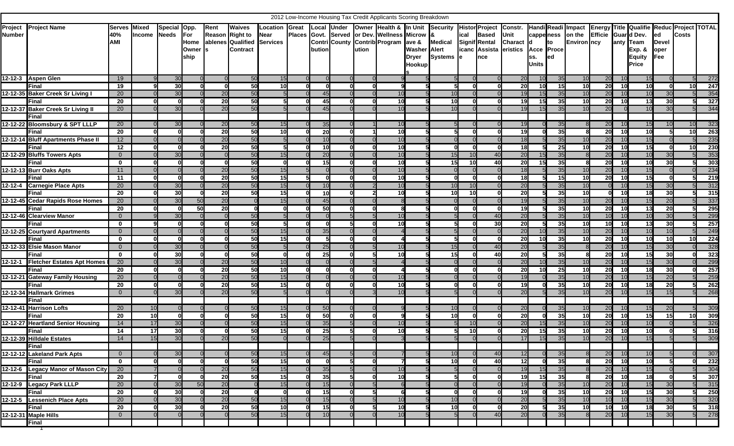# 2012 Low-Income Housing Tax Credit Applicants Scoring Breakdown

| Project Number | Project Name | Serves 40% AMI | Mixed Income | Special Needs | Opp. For Home Ownership | Rent Reasonables | Waives Right to Qualified Contract | Location Near Services | Great Places | Local Govt. Contribution | Under Served County | Owner or Dev. Contribution | Health & Wellness Program | In Unit Microwave & Washer Dryer Hookups | Security & Medical Alert Systems | Historical Significance | Project Based Rental Assistance | Constr. Unit Characteristics | Handicapped Access. Units | Readiness to Proceed | Impact on the Environment | Energy Efficiency | Title Guaranty | Qualified Dev. Team Exp. & Equity Price | Reduced Developer Fee | Project Costs | TOTAL |
|---|---|---|---|---|---|---|---|---|---|---|---|---|---|---|---|---|---|---|---|---|---|---|---|---|---|---|---|
| 12-12-3 | Aspen Glen | 19 | 9 | 30 | 0 | 0 | 50 | 15 | 0 | 0 | 0 | 0 | 9 | 5 | 5 | 0 | 0 | 20 | 10 | 35 | 10 | 20 | 10 | 15 | 0 | 5 | 272 |
| | Final | 19 | 9 | 30 | 0 | 0 | 50 | 10 | 0 | 0 | 0 | 0 | 9 | 5 | 5 | 0 | 0 | 20 | 10 | 15 | 10 | 20 | 10 | 10 | 0 | 10 | 247 |
| 12-12-35 | Baker Creek Sr Living I | 20 | 0 | 30 | 0 | 20 | 50 | 5 | 0 | 45 | 0 | 0 | 10 | 5 | 10 | 0 | 0 | 19 | 15 | 35 | 10 | 20 | 10 | 10 | 30 | 5 | 354 |
| | Final | 20 | 0 | 0 | 0 | 20 | 50 | 5 | 0 | 45 | 0 | 0 | 10 | 5 | 10 | 0 | 0 | 19 | 15 | 35 | 10 | 20 | 10 | 13 | 30 | 5 | 327 |
| 12-12-37 | Baker Creek Sr Living II | 20 | 0 | 30 | 0 | 20 | 50 | 5 | 0 | 45 | 0 | 0 | 10 | 5 | 10 | 0 | 0 | 19 | 15 | 35 | 10 | 20 | 0 | 10 | 30 | 5 | 344 |
| | Final | | | | | | | | | | | | | | | | | | | | | | | | | | |
| 12-12-22 | Bloomsbury & SPT LLLP | 20 | 0 | 30 | 0 | 20 | 50 | 15 | 0 | 35 | 0 | 1 | 10 | 5 | 5 | 0 | 0 | 19 | 0 | 35 | 8 | 20 | 10 | 15 | 10 | 10 | 323 |
| | Final | 20 | 0 | 0 | 0 | 20 | 50 | 10 | 0 | 20 | 0 | 1 | 10 | 5 | 5 | 0 | 0 | 19 | 0 | 35 | 8 | 20 | 10 | 10 | 5 | 10 | 263 |
| 12-12-14 | Bluff Apartments Phase II | 12 | 0 | 0 | 0 | 20 | 50 | 5 | 0 | 10 | 0 | 0 | 10 | 5 | 0 | 0 | 0 | 18 | 5 | 35 | 10 | 20 | 10 | 15 | 0 | 5 | 235 |
| | Final | 12 | 0 | 0 | 0 | 20 | 50 | 5 | 0 | 10 | 0 | 0 | 10 | 5 | 0 | 0 | 0 | 18 | 5 | 25 | 10 | 20 | 10 | 15 | 0 | 10 | 230 |
| 12-12-29 | Bluffs Towers Apts | 0 | 0 | 30 | 0 | 0 | 50 | 15 | 0 | 20 | 0 | 0 | 10 | 5 | 15 | 10 | 40 | 20 | 15 | 35 | 8 | 20 | 10 | 10 | 30 | 5 | 353 |
| | Final | 0 | 0 | 0 | 0 | 0 | 50 | 0 | 0 | 15 | 0 | 0 | 10 | 5 | 15 | 10 | 40 | 20 | 15 | 35 | 8 | 20 | 10 | 10 | 30 | 5 | 303 |
| 12-12-13 | Burr Oaks Apts | 11 | 0 | 0 | 0 | 20 | 50 | 15 | 5 | 0 | 0 | 0 | 10 | 5 | 0 | 0 | 0 | 18 | 5 | 35 | 10 | 20 | 10 | 15 | 0 | 0 | 234 |
| | Final | 11 | 0 | 0 | 0 | 20 | 50 | 15 | 5 | 0 | 0 | 0 | 10 | 5 | 0 | 0 | 0 | 18 | 5 | 15 | 10 | 20 | 10 | 15 | 0 | 5 | 219 |
| 12-12-4 | Carnegie Place Apts | 20 | 0 | 30 | 0 | 20 | 50 | 15 | 0 | 10 | 0 | 2 | 10 | 5 | 10 | 10 | 0 | 20 | 5 | 35 | 10 | 0 | 10 | 15 | 30 | 5 | 312 |
| | Final | 20 | 0 | 30 | 0 | 20 | 50 | 15 | 0 | 10 | 0 | 2 | 10 | 5 | 10 | 10 | 0 | 20 | 5 | 35 | 10 | 0 | 10 | 18 | 30 | 5 | 315 |
| 12-12-45 | Cedar Rapids Rose Homes | 20 | 0 | 30 | 50 | 20 | 0 | 15 | 0 | 45 | 0 | 0 | 8 | 5 | 0 | 0 | 0 | 19 | 5 | 35 | 10 | 20 | 10 | 15 | 20 | 5 | 337 |
| | Final | 20 | 0 | 0 | 50 | 20 | 0 | 0 | 0 | 50 | 0 | 0 | 8 | 5 | 0 | 0 | 0 | 19 | 5 | 35 | 10 | 20 | 10 | 13 | 20 | 5 | 295 |
| 12-12-46 | Clearview Manor | 0 | 9 | 30 | 0 | 0 | 50 | 5 | 0 | 0 | 5 | 5 | 10 | 5 | 5 | 0 | 40 | 20 | 5 | 35 | 10 | 10 | 10 | 10 | 30 | 5 | 299 |
| | Final | 0 | 9 | 0 | 0 | 0 | 50 | 5 | 0 | 0 | 5 | 0 | 10 | 5 | 5 | 0 | 30 | 20 | 5 | 35 | 10 | 10 | 10 | 13 | 30 | 5 | 257 |
| 12-12-25 | Courtyard Apartments | 0 | 0 | 0 | 0 | 0 | 50 | 15 | 0 | 35 | 0 | 0 | 4 | 5 | 5 | 0 | 0 | 20 | 10 | 35 | 10 | 20 | 10 | 10 | 10 | 5 | 249 |
| | Final | 0 | 0 | 0 | 0 | 0 | 50 | 15 | 0 | 5 | 0 | 0 | 4 | 5 | 5 | 0 | 0 | 20 | 10 | 35 | 10 | 20 | 10 | 10 | 10 | 10 | 224 |
| 12-12-33 | Elsie Mason Manor | 0 | 0 | 30 | 0 | 0 | 50 | 5 | 0 | 25 | 0 | 5 | 10 | 5 | 15 | 0 | 40 | 20 | 5 | 35 | 8 | 20 | 10 | 15 | 30 | 0 | 328 |
| | Final | 0 | 0 | 30 | 0 | 0 | 50 | 0 | 0 | 25 | 0 | 5 | 10 | 5 | 15 | 0 | 40 | 20 | 5 | 35 | 8 | 20 | 10 | 15 | 30 | 0 | 323 |
| 12-12-1 | Fletcher Estates Apt Homes | 20 | 0 | 30 | 0 | 20 | 50 | 10 | 0 | 0 | 0 | 5 | 4 | 5 | 0 | 0 | 0 | 20 | 10 | 35 | 10 | 20 | 10 | 15 | 30 | 5 | 299 |
| | Final | 20 | 0 | 0 | 0 | 20 | 50 | 10 | 0 | 0 | 0 | 0 | 4 | 5 | 0 | 0 | 0 | 20 | 10 | 25 | 10 | 20 | 10 | 18 | 30 | 0 | 257 |
| 12-12-21 | Gateway Family Housing | 20 | 0 | 0 | 0 | 20 | 50 | 15 | 0 | 0 | 0 | 0 | 10 | 5 | 0 | 0 | 0 | 19 | 0 | 35 | 10 | 20 | 10 | 15 | 20 | 5 | 259 |
| | Final | 20 | 0 | 0 | 0 | 20 | 50 | 15 | 0 | 0 | 0 | 0 | 10 | 5 | 0 | 0 | 0 | 19 | 0 | 35 | 10 | 20 | 10 | 18 | 20 | 5 | 262 |
| 12-12-34 | Hallmark Grimes | 0 | 0 | 30 | 0 | 20 | 50 | 5 | 0 | 0 | 0 | 3 | 10 | 5 | 5 | 0 | 0 | 20 | 5 | 35 | 10 | 20 | 10 | 15 | 15 | 5 | 268 |
| | Final | | | | | | | | | | | | | | | | | | | | | | | | | | |
| 12-12-41 | Harrison Lofts | 20 | 10 | 0 | 0 | 0 | 50 | 15 | 0 | 50 | 0 | 0 | 9 | 5 | 10 | 0 | 0 | 20 | 0 | 35 | 10 | 20 | 10 | 15 | 20 | 5 | 309 |
| | Final | 20 | 10 | 0 | 0 | 0 | 50 | 15 | 0 | 50 | 0 | 0 | 9 | 5 | 10 | 0 | 0 | 20 | 0 | 35 | 10 | 20 | 10 | 15 | 15 | 10 | 309 |
| 12-12-27 | Heartland Senior Housing | 14 | 17 | 30 | 0 | 0 | 50 | 15 | 0 | 35 | 5 | 0 | 10 | 5 | 5 | 10 | 0 | 20 | 15 | 35 | 10 | 20 | 10 | 10 | 0 | 5 | 326 |
| | Final | 14 | 17 | 30 | 0 | 0 | 50 | 15 | 0 | 25 | 5 | 0 | 10 | 5 | 5 | 10 | 0 | 20 | 15 | 35 | 10 | 20 | 10 | 10 | 0 | 5 | 316 |
| 12-12-39 | Hilldale Estates | 14 | 15 | 30 | 0 | 20 | 50 | 0 | 0 | 25 | 5 | 0 | 3 | 5 | 5 | 0 | 0 | 17 | 15 | 35 | 10 | 20 | 10 | 15 | 5 | 5 | 309 |
| | Final | | | | | | | | | | | | | | | | | | | | | | | | | | |
| 12-12-12 | Lakeland Park Apts | 0 | 0 | 30 | 0 | 0 | 50 | 15 | 0 | 45 | 5 | 0 | 7 | 5 | 10 | 0 | 40 | 12 | 0 | 35 | 8 | 20 | 10 | 10 | 5 | 0 | 307 |
| | Final | 0 | 0 | 0 | 0 | 0 | 50 | 15 | 0 | 0 | 5 | 0 | 7 | 5 | 10 | 0 | 40 | 12 | 0 | 35 | 8 | 20 | 10 | 10 | 5 | 0 | 232 |
| 12-12-6 | Legacy Manor of Mason City | 20 | 7 | 0 | 0 | 20 | 50 | 15 | 0 | 35 | 5 | 0 | 10 | 5 | 5 | 0 | 0 | 19 | 15 | 35 | 8 | 20 | 10 | 15 | 0 | 5 | 304 |
| | Final | 20 | 7 | 0 | 0 | 20 | 50 | 15 | 0 | 35 | 5 | 0 | 10 | 5 | 5 | 0 | 0 | 19 | 15 | 35 | 8 | 20 | 10 | 18 | 0 | 5 | 307 |
| 12-12-9 | Legacy Park LLLP | 20 | 0 | 30 | 50 | 20 | 0 | 15 | 0 | 15 | 0 | 5 | 6 | 5 | 0 | 0 | 0 | 19 | 0 | 35 | 10 | 20 | 10 | 15 | 30 | 5 | 315 |
| | Final | 20 | 0 | 30 | 0 | 20 | 0 | 0 | 0 | 15 | 0 | 5 | 6 | 5 | 0 | 0 | 0 | 19 | 0 | 35 | 10 | 20 | 10 | 15 | 30 | 5 | 250 |
| 12-12-5 | Lessenich Place Apts | 20 | 0 | 30 | 0 | 20 | 50 | 15 | 0 | 15 | 0 | 5 | 10 | 5 | 10 | 0 | 0 | 20 | 5 | 35 | 10 | 10 | 10 | 15 | 30 | 5 | 320 |
| | Final | 20 | 0 | 30 | 0 | 20 | 50 | 10 | 0 | 15 | 0 | 5 | 10 | 5 | 10 | 0 | 0 | 20 | 5 | 35 | 10 | 10 | 10 | 18 | 30 | 5 | 318 |
| 12-12-31 | Maple Hills | 0 | 0 | 0 | 0 | 0 | 50 | 15 | 0 | 10 | 0 | 0 | 10 | 5 | 5 | 0 | 40 | 20 | 0 | 35 | 8 | 20 | 10 | 15 | 30 | 5 | 278 |
| | Final | | | | | | | | | | | | | | | | | | | | | | | | | | |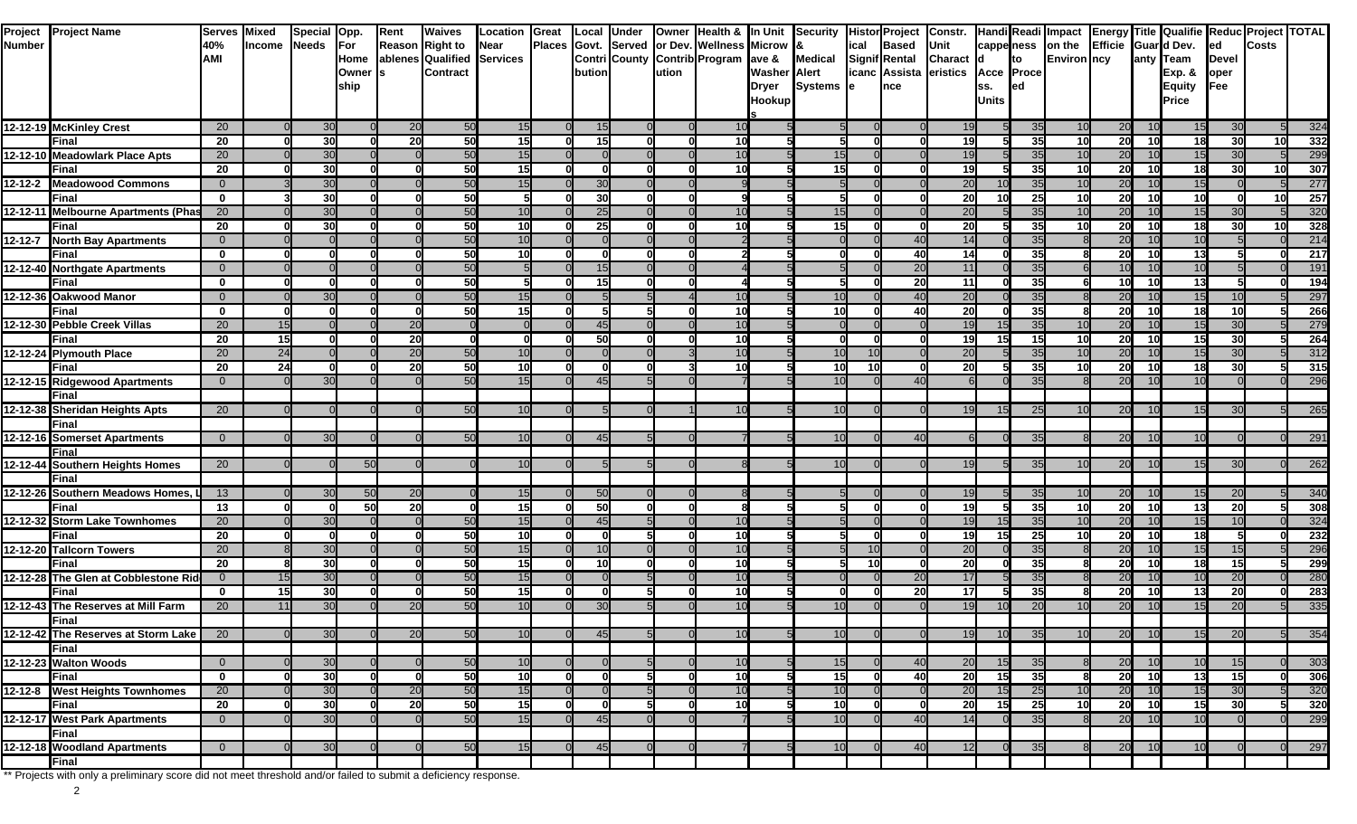| Project Number | Project Name | Serves 40% AMI | Mixed Income | Special Needs | Opp. For Home Ownership | Rent Reasonableness | Waives Right to Qualified Contract | Location Near Services | Great Places | Local Govt. Contribution | Under Served County | Owner or Dev. Contribution | Health & Wellness Program | In Unit Microwave & Washer Dryer Hookups | Security & Medical Alert Systems | Historical Significance | Project Based Rental Assistance | Constr. Unit Characteristics | Handicapped Acce ss. Units | Readiness to Proceed | Impact on the Environment | Energy Efficiency | Title Guaranty | Qualified Dev. Team Exp. & Equity Price | Reduced Devel oper Fee | Project Costs | TOTAL |
|---|---|---|---|---|---|---|---|---|---|---|---|---|---|---|---|---|---|---|---|---|---|---|---|---|---|---|---|
| 12-12-19 | McKinley Crest | 20 | 0 | 30 | 0 | 20 | 50 | 15 | 0 | 15 | 0 | 0 | 10 | 5 | 5 | 0 | 0 | 19 | 5 | 35 | 10 | 20 | 10 | 15 | 30 | 5 | 324 |
| | Final | 20 | 0 | 30 | 0 | 20 | 50 | 15 | 0 | 15 | 0 | 0 | 10 | 5 | 5 | 0 | 0 | 19 | 5 | 35 | 10 | 20 | 10 | 18 | 30 | 10 | 332 |
| 12-12-10 | Meadowlark Place Apts | 20 | 0 | 30 | 0 | 0 | 50 | 15 | 0 | 0 | 0 | 0 | 10 | 5 | 15 | 0 | 0 | 19 | 5 | 35 | 10 | 20 | 10 | 15 | 30 | 5 | 299 |
| | Final | 20 | 0 | 30 | 0 | 0 | 50 | 15 | 0 | 0 | 0 | 0 | 10 | 5 | 15 | 0 | 0 | 19 | 5 | 35 | 10 | 20 | 10 | 18 | 30 | 10 | 307 |
| 12-12-2 | Meadowood Commons | 0 | 3 | 30 | 0 | 0 | 50 | 15 | 0 | 30 | 0 | 0 | 9 | 5 | 5 | 0 | 0 | 20 | 10 | 35 | 10 | 20 | 10 | 15 | 0 | 5 | 277 |
| | Final | 0 | 3 | 30 | 0 | 0 | 50 | 5 | 0 | 30 | 0 | 0 | 9 | 5 | 5 | 0 | 0 | 20 | 10 | 25 | 10 | 20 | 10 | 10 | 0 | 10 | 257 |
| 12-12-11 | Melbourne Apartments (Phas | 20 | 0 | 30 | 0 | 0 | 50 | 10 | 0 | 25 | 0 | 0 | 10 | 5 | 15 | 0 | 0 | 20 | 5 | 35 | 10 | 20 | 10 | 15 | 30 | 5 | 320 |
| | Final | 20 | 0 | 30 | 0 | 0 | 50 | 10 | 0 | 25 | 0 | 0 | 10 | 5 | 15 | 0 | 0 | 20 | 5 | 35 | 10 | 20 | 10 | 18 | 30 | 10 | 328 |
| 12-12-7 | North Bay Apartments | 0 | 0 | 0 | 0 | 0 | 50 | 10 | 0 | 0 | 0 | 0 | 2 | 5 | 0 | 0 | 40 | 14 | 0 | 35 | 8 | 20 | 10 | 10 | 5 | 0 | 214 |
| | Final | 0 | 0 | 0 | 0 | 0 | 50 | 10 | 0 | 0 | 0 | 0 | 2 | 5 | 0 | 0 | 40 | 14 | 0 | 35 | 8 | 20 | 10 | 13 | 5 | 0 | 217 |
| 12-12-40 | Northgate Apartments | 0 | 0 | 0 | 0 | 0 | 50 | 5 | 0 | 15 | 0 | 0 | 4 | 5 | 5 | 0 | 20 | 11 | 0 | 35 | 6 | 10 | 10 | 10 | 5 | 0 | 191 |
| | Final | 0 | 0 | 0 | 0 | 0 | 50 | 5 | 0 | 15 | 0 | 0 | 4 | 5 | 5 | 0 | 20 | 11 | 0 | 35 | 6 | 10 | 10 | 13 | 5 | 0 | 194 |
| 12-12-36 | Oakwood Manor | 0 | 0 | 30 | 0 | 0 | 50 | 15 | 0 | 5 | 5 | 4 | 10 | 5 | 10 | 0 | 40 | 20 | 0 | 35 | 8 | 20 | 10 | 15 | 10 | 5 | 297 |
| | Final | 0 | 0 | 0 | 0 | 0 | 50 | 15 | 0 | 5 | 5 | 0 | 10 | 5 | 10 | 0 | 40 | 20 | 0 | 35 | 8 | 20 | 10 | 18 | 10 | 5 | 266 |
| 12-12-30 | Pebble Creek Villas | 20 | 15 | 0 | 0 | 20 | 0 | 0 | 0 | 45 | 0 | 0 | 10 | 5 | 0 | 0 | 0 | 19 | 15 | 35 | 10 | 20 | 10 | 15 | 30 | 5 | 279 |
| | Final | 20 | 15 | 0 | 0 | 20 | 0 | 0 | 0 | 50 | 0 | 0 | 10 | 5 | 0 | 0 | 0 | 19 | 15 | 15 | 10 | 20 | 10 | 15 | 30 | 5 | 264 |
| 12-12-24 | Plymouth Place | 20 | 24 | 0 | 0 | 20 | 50 | 10 | 0 | 0 | 0 | 3 | 10 | 5 | 10 | 10 | 0 | 20 | 5 | 35 | 10 | 20 | 10 | 15 | 30 | 5 | 312 |
| | Final | 20 | 24 | 0 | 0 | 20 | 50 | 10 | 0 | 0 | 0 | 3 | 10 | 5 | 10 | 10 | 0 | 20 | 5 | 35 | 10 | 20 | 10 | 18 | 30 | 5 | 315 |
| 12-12-15 | Ridgewood Apartments | 0 | 0 | 30 | 0 | 0 | 50 | 15 | 0 | 45 | 5 | 0 | 7 | 5 | 10 | 0 | 40 | 6 | 0 | 35 | 8 | 20 | 10 | 10 | 0 | 0 | 296 |
| | Final | | | | | | | | | | | | | | | | | | | | | | | | | | |
| 12-12-38 | Sheridan Heights Apts | 20 | 0 | 0 | 0 | 0 | 50 | 10 | 0 | 5 | 0 | 1 | 10 | 5 | 10 | 0 | 0 | 19 | 15 | 25 | 10 | 20 | 10 | 15 | 30 | 5 | 265 |
| | Final | | | | | | | | | | | | | | | | | | | | | | | | | | |
| 12-12-16 | Somerset Apartments | 0 | 0 | 30 | 0 | 0 | 50 | 10 | 0 | 45 | 5 | 0 | 7 | 5 | 10 | 0 | 40 | 6 | 0 | 35 | 8 | 20 | 10 | 10 | 0 | 0 | 291 |
| | Final | | | | | | | | | | | | | | | | | | | | | | | | | | |
| 12-12-44 | Southern Heights Homes | 20 | 0 | 0 | 50 | 0 | 0 | 10 | 0 | 5 | 5 | 0 | 8 | 5 | 10 | 0 | 0 | 19 | 5 | 35 | 10 | 20 | 10 | 15 | 30 | 0 | 262 |
| | Final | | | | | | | | | | | | | | | | | | | | | | | | | | |
| 12-12-26 | Southern Meadows Homes, L | 13 | 0 | 30 | 50 | 20 | 0 | 15 | 0 | 50 | 0 | 0 | 8 | 5 | 5 | 0 | 0 | 19 | 5 | 35 | 10 | 20 | 10 | 15 | 20 | 5 | 340 |
| | Final | 13 | 0 | 0 | 50 | 20 | 0 | 15 | 0 | 50 | 0 | 0 | 8 | 5 | 5 | 0 | 0 | 19 | 5 | 35 | 10 | 20 | 10 | 13 | 20 | 5 | 308 |
| 12-12-32 | Storm Lake Townhomes | 20 | 0 | 30 | 0 | 0 | 50 | 15 | 0 | 45 | 5 | 0 | 10 | 5 | 5 | 0 | 0 | 19 | 15 | 35 | 10 | 20 | 10 | 15 | 10 | 0 | 324 |
| | Final | 20 | 0 | 0 | 0 | 0 | 50 | 10 | 0 | 0 | 5 | 0 | 10 | 5 | 5 | 0 | 0 | 19 | 15 | 25 | 10 | 20 | 10 | 18 | 5 | 0 | 232 |
| 12-12-20 | Tallcorn Towers | 20 | 8 | 30 | 0 | 0 | 50 | 15 | 0 | 10 | 0 | 0 | 10 | 5 | 5 | 10 | 0 | 20 | 0 | 35 | 8 | 20 | 10 | 15 | 15 | 5 | 296 |
| | Final | 20 | 8 | 30 | 0 | 0 | 50 | 15 | 0 | 10 | 0 | 0 | 10 | 5 | 5 | 10 | 0 | 20 | 0 | 35 | 8 | 20 | 10 | 18 | 15 | 5 | 299 |
| 12-12-28 | The Glen at Cobblestone Rid | 0 | 15 | 30 | 0 | 0 | 50 | 15 | 0 | 0 | 5 | 0 | 10 | 5 | 0 | 0 | 20 | 17 | 5 | 35 | 8 | 20 | 10 | 10 | 20 | 0 | 280 |
| | Final | 0 | 15 | 30 | 0 | 0 | 50 | 15 | 0 | 0 | 5 | 0 | 10 | 5 | 0 | 0 | 20 | 17 | 5 | 35 | 8 | 20 | 10 | 13 | 20 | 0 | 283 |
| 12-12-43 | The Reserves at Mill Farm | 20 | 11 | 30 | 0 | 20 | 50 | 10 | 0 | 30 | 5 | 0 | 10 | 5 | 10 | 0 | 0 | 19 | 10 | 20 | 10 | 20 | 10 | 15 | 20 | 5 | 335 |
| | Final | | | | | | | | | | | | | | | | | | | | | | | | | | |
| 12-12-42 | The Reserves at Storm Lake | 20 | 0 | 30 | 0 | 20 | 50 | 10 | 0 | 45 | 5 | 0 | 10 | 5 | 10 | 0 | 0 | 19 | 10 | 35 | 10 | 20 | 10 | 15 | 20 | 5 | 354 |
| | Final | | | | | | | | | | | | | | | | | | | | | | | | | | |
| 12-12-23 | Walton Woods | 0 | 0 | 30 | 0 | 0 | 50 | 10 | 0 | 0 | 5 | 0 | 10 | 5 | 15 | 0 | 40 | 20 | 15 | 35 | 8 | 20 | 10 | 10 | 15 | 0 | 303 |
| | Final | 0 | 0 | 30 | 0 | 0 | 50 | 10 | 0 | 0 | 5 | 0 | 10 | 5 | 15 | 0 | 40 | 20 | 15 | 35 | 8 | 20 | 10 | 13 | 15 | 0 | 306 |
| 12-12-8 | West Heights Townhomes | 20 | 0 | 30 | 0 | 20 | 50 | 15 | 0 | 0 | 5 | 0 | 10 | 5 | 10 | 0 | 0 | 20 | 15 | 25 | 10 | 20 | 10 | 15 | 30 | 5 | 320 |
| | Final | 20 | 0 | 30 | 0 | 20 | 50 | 15 | 0 | 0 | 5 | 0 | 10 | 5 | 10 | 0 | 0 | 20 | 15 | 25 | 10 | 20 | 10 | 15 | 30 | 5 | 320 |
| 12-12-17 | West Park Apartments | 0 | 0 | 30 | 0 | 0 | 50 | 15 | 0 | 45 | 0 | 0 | 7 | 5 | 10 | 0 | 40 | 14 | 0 | 35 | 8 | 20 | 10 | 10 | 0 | 0 | 299 |
| | Final | | | | | | | | | | | | | | | | | | | | | | | | | | |
| 12-12-18 | Woodland Apartments | 0 | 0 | 30 | 0 | 0 | 50 | 15 | 0 | 45 | 0 | 0 | 7 | 5 | 10 | 0 | 40 | 12 | 0 | 35 | 8 | 20 | 10 | 10 | 0 | 0 | 297 |
| | Final | | | | | | | | | | | | | | | | | | | | | | | | | | |

** Projects with only a preliminary score did not meet threshold and/or failed to submit a deficiency response.